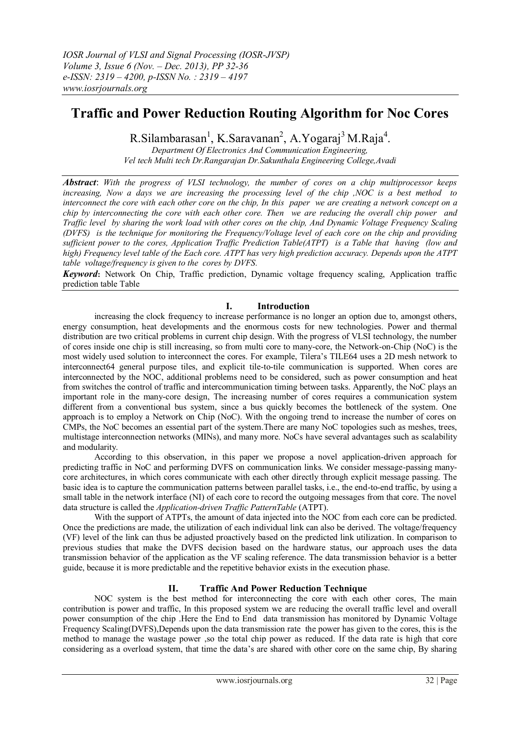# Traffic and Power Reduction Routing Algorithm for Noc Cores

R.Silambarasan[1], K.Saravanan[2], A.Yogaraj[3] M.Raja[4].

*Department Of Electronics And Communication Engineering,*
*Vel tech Multi tech Dr.Rangarajan Dr.Sakunthala Engineering College,Avadi*

***Abstract**: With the progress of VLSI technology, the number of cores on a chip multiprocessor keeps increasing, Now a days we are increasing the processing level of the chip ,NOC is a best method to interconnect the core with each other core on the chip, In this paper we are creating a network concept on a chip by interconnecting the core with each other core. Then we are reducing the overall chip power and Traffic level by sharing the work load with other cores on the chip, And Dynamic Voltage Frequency Scaling (DVFS) is the technique for monitoring the Frequency/Voltage level of each core on the chip and providing sufficient power to the cores, Application Traffic Prediction Table(ATPT) is a Table that having (low and high) Frequency level table of the Each core. ATPT has very high prediction accuracy. Depends upon the ATPT table voltage/frequency is given to the cores by DVFS.*

***Keyword*:** Network On Chip, Traffic prediction, Dynamic voltage frequency scaling, Application traffic prediction table Table

## I. Introduction

increasing the clock frequency to increase performance is no longer an option due to, amongst others, energy consumption, heat developments and the enormous costs for new technologies. Power and thermal distribution are two critical problems in current chip design. With the progress of VLSI technology, the number of cores inside one chip is still increasing, so from multi core to many-core, the Network-on-Chip (NoC) is the most widely used solution to interconnect the cores. For example, Tilera's TILE64 uses a 2D mesh network to interconnect64 general purpose tiles, and explicit tile-to-tile communication is supported. When cores are interconnected by the NOC, additional problems need to be considered, such as power consumption and heat from switches the control of traffic and intercommunication timing between tasks. Apparently, the NoC plays an important role in the many-core design, The increasing number of cores requires a communication system different from a conventional bus system, since a bus quickly becomes the bottleneck of the system. One approach is to employ a Network on Chip (NoC). With the ongoing trend to increase the number of cores on CMPs, the NoC becomes an essential part of the system.There are many NoC topologies such as meshes, trees, multistage interconnection networks (MINs), and many more. NoCs have several advantages such as scalability and modularity.

According to this observation, in this paper we propose a novel application-driven approach for predicting traffic in NoC and performing DVFS on communication links. We consider message-passing many-core architectures, in which cores communicate with each other directly through explicit message passing. The basic idea is to capture the communication patterns between parallel tasks, i.e., the end-to-end traffic, by using a small table in the network interface (NI) of each core to record the outgoing messages from that core. The novel data structure is called the *Application-driven Traffic PatternTable* (ATPT).

With the support of ATPTs, the amount of data injected into the NOC from each core can be predicted. Once the predictions are made, the utilization of each individual link can also be derived. The voltage/frequency (VF) level of the link can thus be adjusted proactively based on the predicted link utilization. In comparison to previous studies that make the DVFS decision based on the hardware status, our approach uses the data transmission behavior of the application as the VF scaling reference. The data transmission behavior is a better guide, because it is more predictable and the repetitive behavior exists in the execution phase.

## II. Traffic And Power Reduction Technique

NOC system is the best method for interconnecting the core with each other cores, The main contribution is power and traffic, In this proposed system we are reducing the overall traffic level and overall power consumption of the chip .Here the End to End data transmission has monitored by Dynamic Voltage Frequency Scaling(DVFS),Depends upon the data transmission rate the power has given to the cores, this is the method to manage the wastage power ,so the total chip power as reduced. If the data rate is high that core considering as a overload system, that time the data's are shared with other core on the same chip, By sharing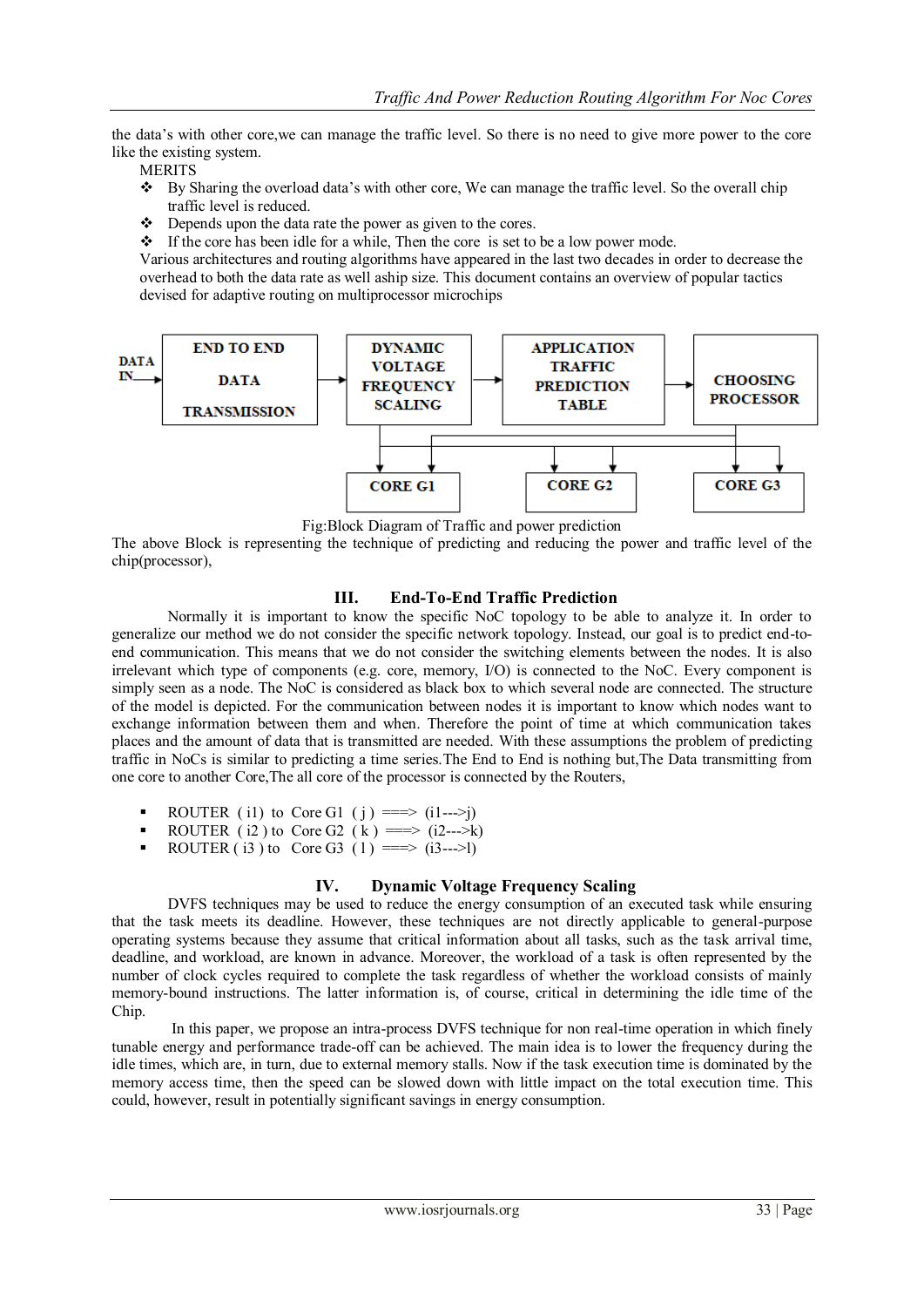the data's with other core,we can manage the traffic level. So there is no need to give more power to the core like the existing system.

MERITS

- By Sharing the overload data's with other core, We can manage the traffic level. So the overall chip traffic level is reduced.
- Depends upon the data rate the power as given to the cores.
- If the core has been idle for a while, Then the core is set to be a low power mode.

Various architectures and routing algorithms have appeared in the last two decades in order to decrease the overhead to both the data rate as well aship size. This document contains an overview of popular tactics devised for adaptive routing on multiprocessor microchips

DATA IN → END TO END DATA TRANSMISSION → DYNAMIC VOLTAGE FREQUENCY SCALING → APPLICATION TRAFFIC PREDICTION TABLE → CHOOSING PROCESSOR

CORE G1 | CORE G2 | CORE G3

Fig:Block Diagram of Traffic and power prediction

The above Block is representing the technique of predicting and reducing the power and traffic level of the chip(processor),

## III. End-To-End Traffic Prediction

Normally it is important to know the specific NoC topology to be able to analyze it. In order to generalize our method we do not consider the specific network topology. Instead, our goal is to predict end-to-end communication. This means that we do not consider the switching elements between the nodes. It is also irrelevant which type of components (e.g. core, memory, I/O) is connected to the NoC. Every component is simply seen as a node. The NoC is considered as black box to which several node are connected. The structure of the model is depicted. For the communication between nodes it is important to know which nodes want to exchange information between them and when. Therefore the point of time at which communication takes places and the amount of data that is transmitted are needed. With these assumptions the problem of predicting traffic in NoCs is similar to predicting a time series.The End to End is nothing but,The Data transmitting from one core to another Core,The all core of the processor is connected by the Routers,

- ROUTER ( i1) to Core G1 ( j ) ===> (i1--->j)
- ROUTER ( i2 ) to Core G2 ( k ) ===> (i2--->k)
- ROUTER ( i3 ) to Core G3 ( l ) ===> (i3--->l)

## IV. Dynamic Voltage Frequency Scaling

DVFS techniques may be used to reduce the energy consumption of an executed task while ensuring that the task meets its deadline. However, these techniques are not directly applicable to general-purpose operating systems because they assume that critical information about all tasks, such as the task arrival time, deadline, and workload, are known in advance. Moreover, the workload of a task is often represented by the number of clock cycles required to complete the task regardless of whether the workload consists of mainly memory-bound instructions. The latter information is, of course, critical in determining the idle time of the Chip.

In this paper, we propose an intra-process DVFS technique for non real-time operation in which finely tunable energy and performance trade-off can be achieved. The main idea is to lower the frequency during the idle times, which are, in turn, due to external memory stalls. Now if the task execution time is dominated by the memory access time, then the speed can be slowed down with little impact on the total execution time. This could, however, result in potentially significant savings in energy consumption.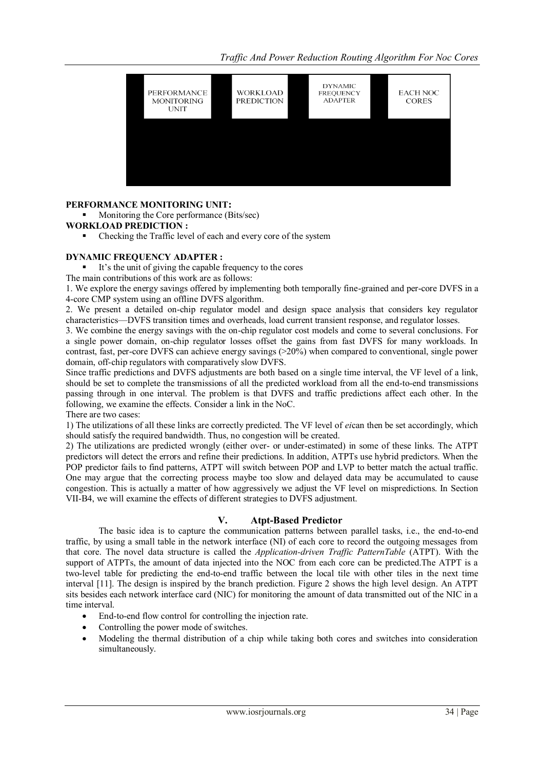PERFORMANCE MONITORING UNIT

WORKLOAD PREDICTION

DYNAMIC FREQUENCY ADAPTER

EACH NOC CORES

**PERFORMANCE MONITORING UNIT:**

- Monitoring the Core performance (Bits/sec)

**WORKLOAD PREDICTION :**

- Checking the Traffic level of each and every core of the system

**DYNAMIC FREQUENCY ADAPTER :**

- It's the unit of giving the capable frequency to the cores

The main contributions of this work are as follows:

1. We explore the energy savings offered by implementing both temporally fine-grained and per-core DVFS in a 4-core CMP system using an offline DVFS algorithm.
2. We present a detailed on-chip regulator model and design space analysis that considers key regulator characteristics—DVFS transition times and overheads, load current transient response, and regulator losses.
3. We combine the energy savings with the on-chip regulator cost models and come to several conclusions. For a single power domain, on-chip regulator losses offset the gains from fast DVFS for many workloads. In contrast, fast, per-core DVFS can achieve energy savings (>20%) when compared to conventional, single power domain, off-chip regulators with comparatively slow DVFS.

Since traffic predictions and DVFS adjustments are both based on a single time interval, the VF level of a link, should be set to complete the transmissions of all the predicted workload from all the end-to-end transmissions passing through in one interval. The problem is that DVFS and traffic predictions affect each other. In the following, we examine the effects. Consider a link in the NoC.

There are two cases:

1) The utilizations of all these links are correctly predicted. The VF level of *ei*can then be set accordingly, which should satisfy the required bandwidth. Thus, no congestion will be created.

2) The utilizations are predicted wrongly (either over- or under-estimated) in some of these links. The ATPT predictors will detect the errors and refine their predictions. In addition, ATPTs use hybrid predictors. When the POP predictor fails to find patterns, ATPT will switch between POP and LVP to better match the actual traffic. One may argue that the correcting process maybe too slow and delayed data may be accumulated to cause congestion. This is actually a matter of how aggressively we adjust the VF level on mispredictions. In Section VII-B4, we will examine the effects of different strategies to DVFS adjustment.

## V. Atpt-Based Predictor

The basic idea is to capture the communication patterns between parallel tasks, i.e., the end-to-end traffic, by using a small table in the network interface (NI) of each core to record the outgoing messages from that core. The novel data structure is called the *Application-driven Traffic PatternTable* (ATPT). With the support of ATPTs, the amount of data injected into the NOC from each core can be predicted.The ATPT is a two-level table for predicting the end-to-end traffic between the local tile with other tiles in the next time interval [11]. The design is inspired by the branch prediction. Figure 2 shows the high level design. An ATPT sits besides each network interface card (NIC) for monitoring the amount of data transmitted out of the NIC in a time interval.

- End-to-end flow control for controlling the injection rate.
- Controlling the power mode of switches.
- Modeling the thermal distribution of a chip while taking both cores and switches into consideration simultaneously.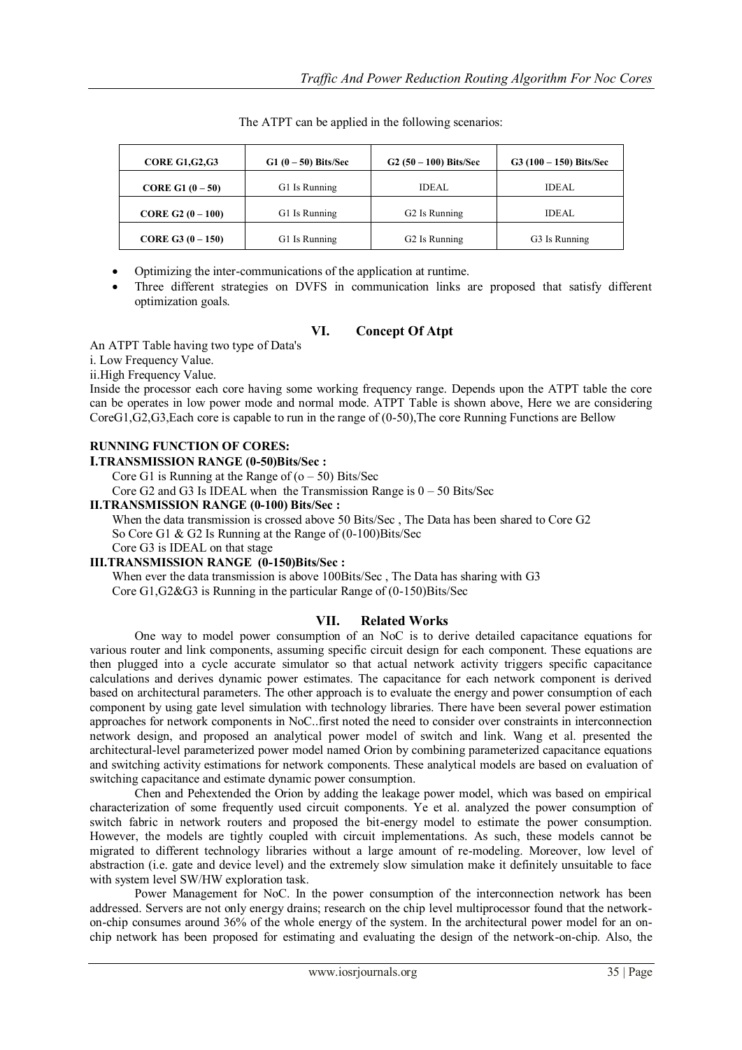The ATPT can be applied in the following scenarios:

| CORE G1,G2,G3 | G1 (0 – 50) Bits/Sec | G2 (50 – 100) Bits/Sec | G3 (100 – 150) Bits/Sec |
|---|---|---|---|
| CORE G1 (0 – 50) | G1 Is Running | IDEAL | IDEAL |
| CORE G2 (0 – 100) | G1 Is Running | G2 Is Running | IDEAL |
| CORE G3 (0 – 150) | G1 Is Running | G2 Is Running | G3 Is Running |

- Optimizing the inter-communications of the application at runtime.
- Three different strategies on DVFS in communication links are proposed that satisfy different optimization goals.

## VI. Concept Of Atpt

An ATPT Table having two type of Data's

i. Low Frequency Value.

ii.High Frequency Value.

Inside the processor each core having some working frequency range. Depends upon the ATPT table the core can be operates in low power mode and normal mode. ATPT Table is shown above, Here we are considering CoreG1,G2,G3,Each core is capable to run in the range of (0-50),The core Running Functions are Bellow

**RUNNING FUNCTION OF CORES:**

**I.TRANSMISSION RANGE (0-50)Bits/Sec :**

Core G1 is Running at the Range of (o – 50) Bits/Sec

Core G2 and G3 Is IDEAL when the Transmission Range is 0 – 50 Bits/Sec

**II.TRANSMISSION RANGE (0-100) Bits/Sec :**

When the data transmission is crossed above 50 Bits/Sec , The Data has been shared to Core G2

So Core G1 & G2 Is Running at the Range of (0-100)Bits/Sec

Core G3 is IDEAL on that stage

**III.TRANSMISSION RANGE (0-150)Bits/Sec :**

When ever the data transmission is above 100Bits/Sec , The Data has sharing with G3

Core G1,G2&G3 is Running in the particular Range of (0-150)Bits/Sec

## VII. Related Works

One way to model power consumption of an NoC is to derive detailed capacitance equations for various router and link components, assuming specific circuit design for each component. These equations are then plugged into a cycle accurate simulator so that actual network activity triggers specific capacitance calculations and derives dynamic power estimates. The capacitance for each network component is derived based on architectural parameters. The other approach is to evaluate the energy and power consumption of each component by using gate level simulation with technology libraries. There have been several power estimation approaches for network components in NoC..first noted the need to consider over constraints in interconnection network design, and proposed an analytical power model of switch and link. Wang et al. presented the architectural-level parameterized power model named Orion by combining parameterized capacitance equations and switching activity estimations for network components. These analytical models are based on evaluation of switching capacitance and estimate dynamic power consumption.

Chen and Pehextended the Orion by adding the leakage power model, which was based on empirical characterization of some frequently used circuit components. Ye et al. analyzed the power consumption of switch fabric in network routers and proposed the bit-energy model to estimate the power consumption. However, the models are tightly coupled with circuit implementations. As such, these models cannot be migrated to different technology libraries without a large amount of re-modeling. Moreover, low level of abstraction (i.e. gate and device level) and the extremely slow simulation make it definitely unsuitable to face with system level SW/HW exploration task.

Power Management for NoC. In the power consumption of the interconnection network has been addressed. Servers are not only energy drains; research on the chip level multiprocessor found that the network-on-chip consumes around 36% of the whole energy of the system. In the architectural power model for an on-chip network has been proposed for estimating and evaluating the design of the network-on-chip. Also, the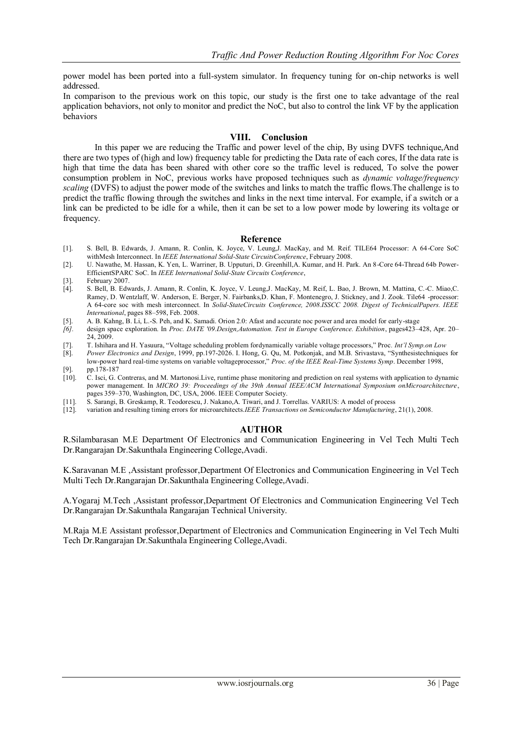power model has been ported into a full-system simulator. In frequency tuning for on-chip networks is well addressed.

In comparison to the previous work on this topic, our study is the first one to take advantage of the real application behaviors, not only to monitor and predict the NoC, but also to control the link VF by the application behaviors

## VIII. Conclusion

In this paper we are reducing the Traffic and power level of the chip, By using DVFS technique,And there are two types of (high and low) frequency table for predicting the Data rate of each cores, If the data rate is high that time the data has been shared with other core so the traffic level is reduced, To solve the power consumption problem in NoC, previous works have proposed techniques such as *dynamic voltage/frequency scaling* (DVFS) to adjust the power mode of the switches and links to match the traffic flows.The challenge is to predict the traffic flowing through the switches and links in the next time interval. For example, if a switch or a link can be predicted to be idle for a while, then it can be set to a low power mode by lowering its voltage or frequency.

## Reference

[1]. S. Bell, B. Edwards, J. Amann, R. Conlin, K. Joyce, V. Leung,J. MacKay, and M. Reif. TILE64 Processor: A 64-Core SoC withMesh Interconnect. In *IEEE International Solid-State CircuitsConference*, February 2008.
[2]. U. Nawathe, M. Hassan, K. Yen, L. Warriner, B. Upputuri, D. Greenhill,A. Kumar, and H. Park. An 8-Core 64-Thread 64b Power-EfficientSPARC SoC. In *IEEE International Solid-State Circuits Conference*,
[3]. February 2007.
[4]. S. Bell, B. Edwards, J. Amann, R. Conlin, K. Joyce, V. Leung,J. MacKay, M. Reif, L. Bao, J. Brown, M. Mattina, C.-C. Miao,C. Ramey, D. Wentzlaff, W. Anderson, E. Berger, N. Fairbanks,D. Khan, F. Montenegro, J. Stickney, and J. Zook. Tile64 -processor: A 64-core soc with mesh interconnect. In *Solid-StateCircuits Conference, 2008.ISSCC 2008. Digest of TechnicalPapers. IEEE International*, pages 88–598, Feb. 2008.
[5]. A. B. Kahng, B. Li, L.-S. Peh, and K. Samadi. Orion 2.0: Afast and accurate noc power and area model for early-stage
*[6].* design space exploration. In *Proc. DATE '09.Design,Automation. Test in Europe Conference. Exhibition*, pages423–428, Apr. 20–24, 2009.
[7]. T. Ishihara and H. Yasuura, "Voltage scheduling problem fordynamically variable voltage processors," Proc. *Int'l Symp.on Low*
[8]. *Power Electronics and Design*, 1999, pp.197-2026. I. Hong, G. Qu, M. Potkonjak, and M.B. Srivastava, "Synthesistechniques for low-power hard real-time systems on variable voltageprocessor," *Proc. of the IEEE Real-Time Systems Symp*. December 1998,
[9]. pp.178-187
[10]. C. Isci, G. Contreras, and M. Martonosi.Live, runtime phase monitoring and prediction on real systems with application to dynamic power management. In *MICRO 39: Proceedings of the 39th Annual IEEE/ACM International Symposium onMicroarchitecture*, pages 359–370, Washington, DC, USA, 2006. IEEE Computer Society.
[11]. S. Sarangi, B. Greskamp, R. Teodorescu, J. Nakano,A. Tiwari, and J. Torrellas. VARIUS: A model of process
[12]. variation and resulting timing errors for microarchitects.*IEEE Transactions on Semiconductor Manufacturing*, 21(1), 2008.

## AUTHOR

R.Silambarasan M.E Department Of Electronics and Communication Engineering in Vel Tech Multi Tech Dr.Rangarajan Dr.Sakunthala Engineering College,Avadi.

K.Saravanan M.E ,Assistant professor,Department Of Electronics and Communication Engineering in Vel Tech Multi Tech Dr.Rangarajan Dr.Sakunthala Engineering College,Avadi.

A.Yogaraj M.Tech ,Assistant professor,Department Of Electronics and Communication Engineering Vel Tech Dr.Rangarajan Dr.Sakunthala Rangarajan Technical University.

M.Raja M.E Assistant professor,Department of Electronics and Communication Engineering in Vel Tech Multi Tech Dr.Rangarajan Dr.Sakunthala Engineering College,Avadi.